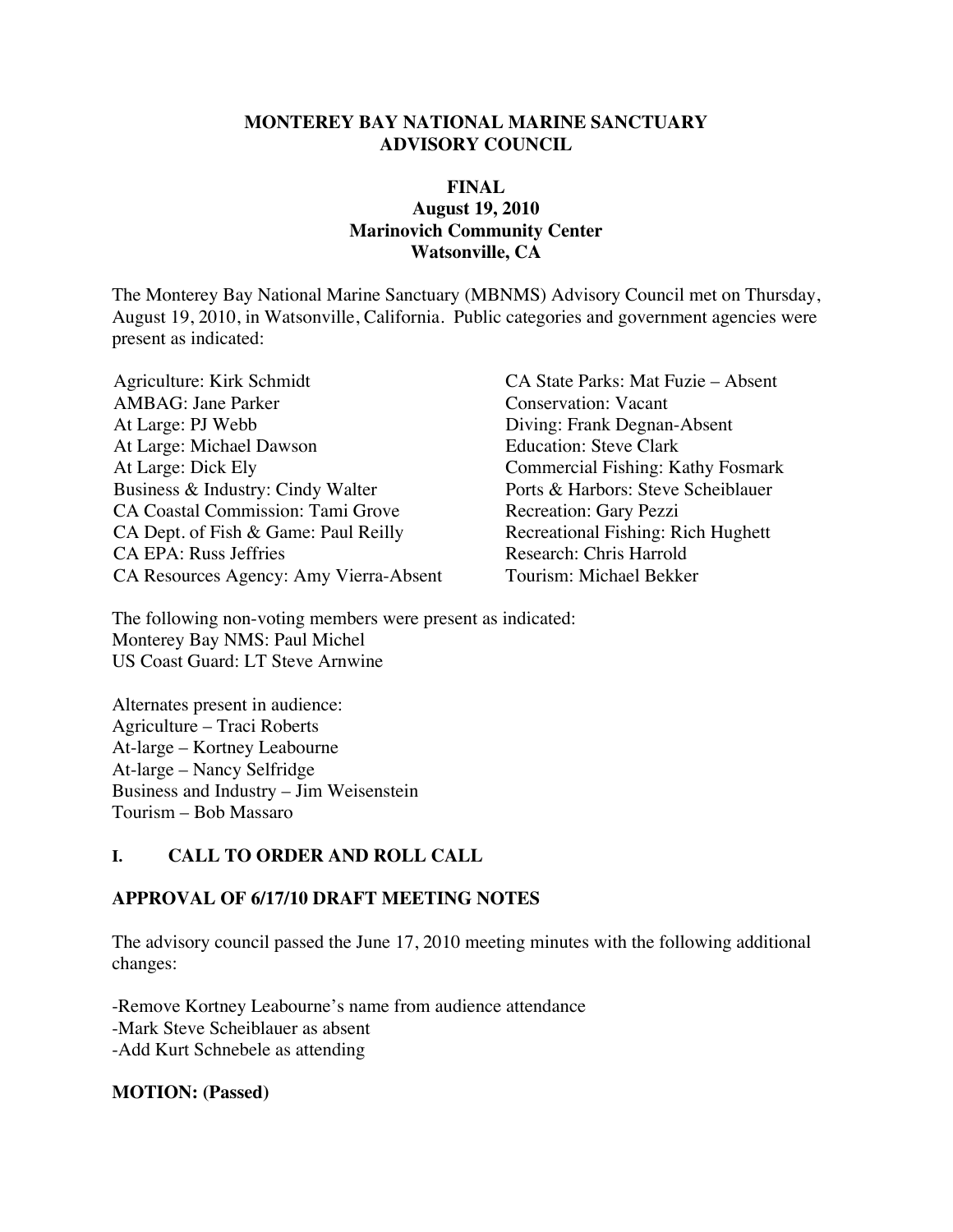**MONTEREY BAY NATIONAL MARINE SANCTUARY**
**ADVISORY COUNCIL**

**FINAL**
**August 19, 2010**
**Marinovich Community Center**
**Watsonville, CA**

The Monterey Bay National Marine Sanctuary (MBNMS) Advisory Council met on Thursday, August 19, 2010, in Watsonville, California. Public categories and government agencies were present as indicated:

Agriculture: Kirk Schmidt
AMBAG: Jane Parker
At Large: PJ Webb
At Large: Michael Dawson
At Large: Dick Ely
Business & Industry: Cindy Walter
CA Coastal Commission: Tami Grove
CA Dept. of Fish & Game: Paul Reilly
CA EPA: Russ Jeffries
CA Resources Agency: Amy Vierra-Absent
CA State Parks: Mat Fuzie – Absent
Conservation: Vacant
Diving: Frank Degnan-Absent
Education: Steve Clark
Commercial Fishing: Kathy Fosmark
Ports & Harbors: Steve Scheiblauer
Recreation: Gary Pezzi
Recreational Fishing: Rich Hughett
Research: Chris Harrold
Tourism: Michael Bekker

The following non-voting members were present as indicated:
Monterey Bay NMS: Paul Michel
US Coast Guard: LT Steve Arnwine

Alternates present in audience:
Agriculture – Traci Roberts
At-large – Kortney Leabourne
At-large – Nancy Selfridge
Business and Industry – Jim Weisenstein
Tourism – Bob Massaro

## I. CALL TO ORDER AND ROLL CALL

## APPROVAL OF 6/17/10 DRAFT MEETING NOTES

The advisory council passed the June 17, 2010 meeting minutes with the following additional changes:

-Remove Kortney Leabourne's name from audience attendance
-Mark Steve Scheiblauer as absent
-Add Kurt Schnebele as attending

**MOTION: (Passed)**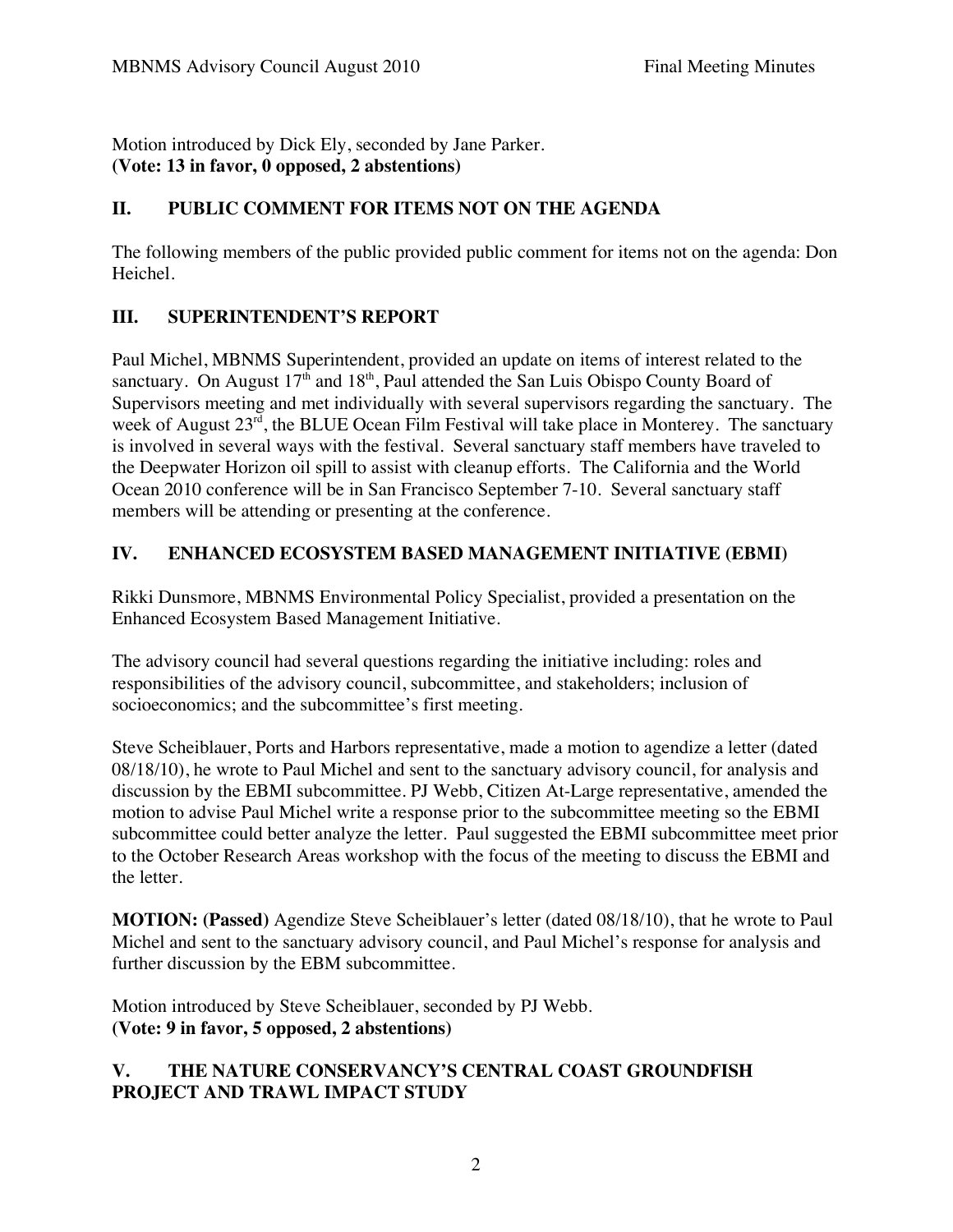Motion introduced by Dick Ely, seconded by Jane Parker.
**(Vote: 13 in favor, 0 opposed, 2 abstentions)**

## II. PUBLIC COMMENT FOR ITEMS NOT ON THE AGENDA

The following members of the public provided public comment for items not on the agenda: Don Heichel.

## III. SUPERINTENDENT'S REPORT

Paul Michel, MBNMS Superintendent, provided an update on items of interest related to the sanctuary. On August 17th and 18th, Paul attended the San Luis Obispo County Board of Supervisors meeting and met individually with several supervisors regarding the sanctuary. The week of August 23rd, the BLUE Ocean Film Festival will take place in Monterey. The sanctuary is involved in several ways with the festival. Several sanctuary staff members have traveled to the Deepwater Horizon oil spill to assist with cleanup efforts. The California and the World Ocean 2010 conference will be in San Francisco September 7-10. Several sanctuary staff members will be attending or presenting at the conference.

## IV. ENHANCED ECOSYSTEM BASED MANAGEMENT INITIATIVE (EBMI)

Rikki Dunsmore, MBNMS Environmental Policy Specialist, provided a presentation on the Enhanced Ecosystem Based Management Initiative.

The advisory council had several questions regarding the initiative including: roles and responsibilities of the advisory council, subcommittee, and stakeholders; inclusion of socioeconomics; and the subcommittee's first meeting.

Steve Scheiblauer, Ports and Harbors representative, made a motion to agendize a letter (dated 08/18/10), he wrote to Paul Michel and sent to the sanctuary advisory council, for analysis and discussion by the EBMI subcommittee. PJ Webb, Citizen At-Large representative, amended the motion to advise Paul Michel write a response prior to the subcommittee meeting so the EBMI subcommittee could better analyze the letter. Paul suggested the EBMI subcommittee meet prior to the October Research Areas workshop with the focus of the meeting to discuss the EBMI and the letter.

**MOTION: (Passed)** Agendize Steve Scheiblauer's letter (dated 08/18/10), that he wrote to Paul Michel and sent to the sanctuary advisory council, and Paul Michel's response for analysis and further discussion by the EBM subcommittee.

Motion introduced by Steve Scheiblauer, seconded by PJ Webb.
**(Vote: 9 in favor, 5 opposed, 2 abstentions)**

## V. THE NATURE CONSERVANCY'S CENTRAL COAST GROUNDFISH PROJECT AND TRAWL IMPACT STUDY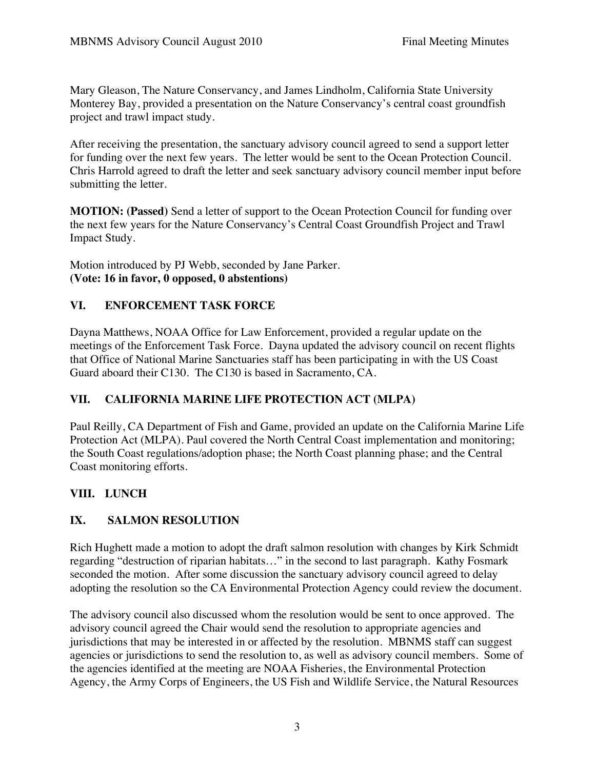Mary Gleason, The Nature Conservancy, and James Lindholm, California State University Monterey Bay, provided a presentation on the Nature Conservancy's central coast groundfish project and trawl impact study.

After receiving the presentation, the sanctuary advisory council agreed to send a support letter for funding over the next few years. The letter would be sent to the Ocean Protection Council. Chris Harrold agreed to draft the letter and seek sanctuary advisory council member input before submitting the letter.

**MOTION: (Passed)** Send a letter of support to the Ocean Protection Council for funding over the next few years for the Nature Conservancy's Central Coast Groundfish Project and Trawl Impact Study.

Motion introduced by PJ Webb, seconded by Jane Parker.
**(Vote: 16 in favor, 0 opposed, 0 abstentions)**

## VI. ENFORCEMENT TASK FORCE

Dayna Matthews, NOAA Office for Law Enforcement, provided a regular update on the meetings of the Enforcement Task Force. Dayna updated the advisory council on recent flights that Office of National Marine Sanctuaries staff has been participating in with the US Coast Guard aboard their C130. The C130 is based in Sacramento, CA.

## VII. CALIFORNIA MARINE LIFE PROTECTION ACT (MLPA)

Paul Reilly, CA Department of Fish and Game, provided an update on the California Marine Life Protection Act (MLPA). Paul covered the North Central Coast implementation and monitoring; the South Coast regulations/adoption phase; the North Coast planning phase; and the Central Coast monitoring efforts.

## VIII. LUNCH

## IX. SALMON RESOLUTION

Rich Hughett made a motion to adopt the draft salmon resolution with changes by Kirk Schmidt regarding "destruction of riparian habitats…" in the second to last paragraph. Kathy Fosmark seconded the motion. After some discussion the sanctuary advisory council agreed to delay adopting the resolution so the CA Environmental Protection Agency could review the document.

The advisory council also discussed whom the resolution would be sent to once approved. The advisory council agreed the Chair would send the resolution to appropriate agencies and jurisdictions that may be interested in or affected by the resolution. MBNMS staff can suggest agencies or jurisdictions to send the resolution to, as well as advisory council members. Some of the agencies identified at the meeting are NOAA Fisheries, the Environmental Protection Agency, the Army Corps of Engineers, the US Fish and Wildlife Service, the Natural Resources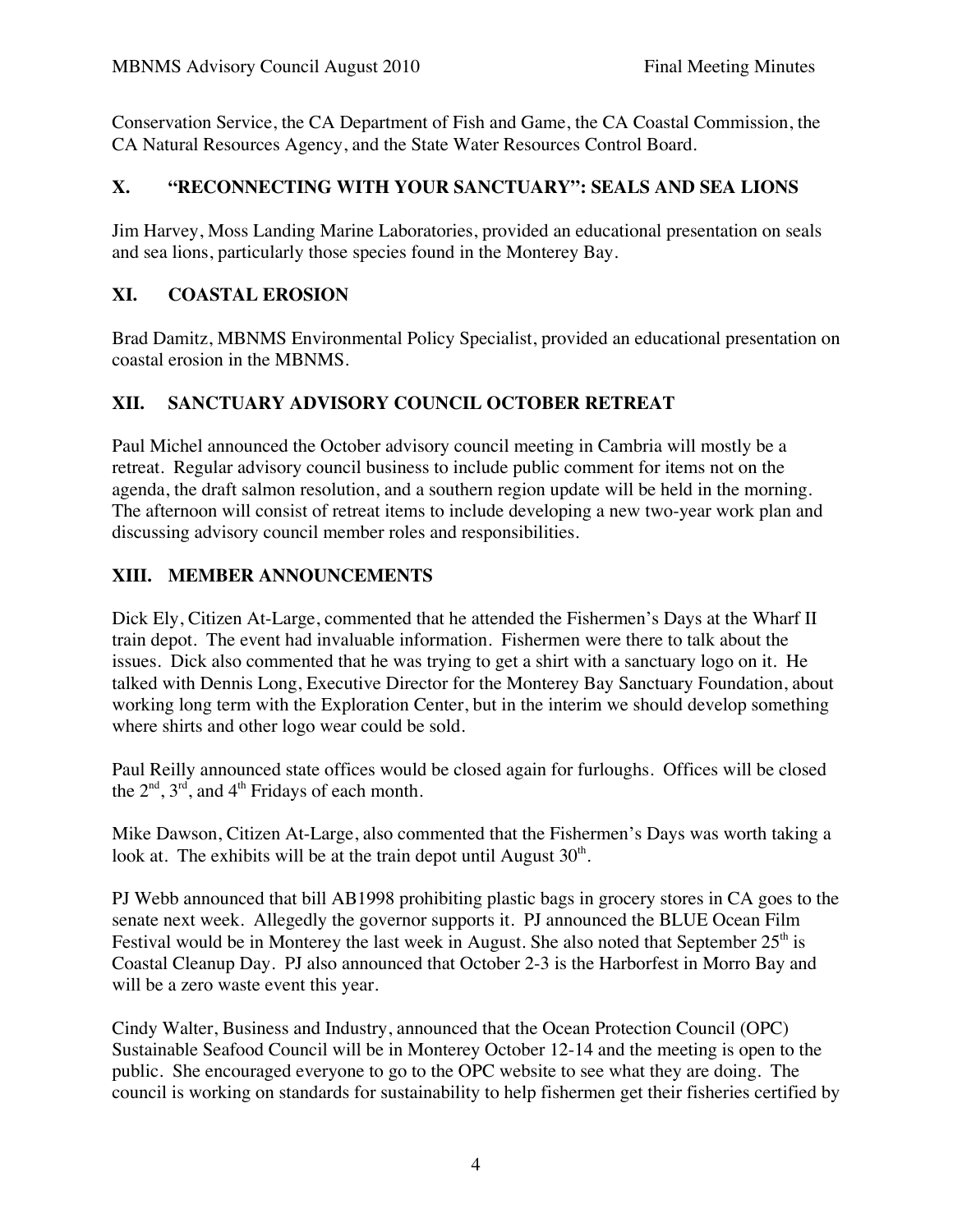Conservation Service, the CA Department of Fish and Game, the CA Coastal Commission, the CA Natural Resources Agency, and the State Water Resources Control Board.

## X. "RECONNECTING WITH YOUR SANCTUARY": SEALS AND SEA LIONS

Jim Harvey, Moss Landing Marine Laboratories, provided an educational presentation on seals and sea lions, particularly those species found in the Monterey Bay.

## XI. COASTAL EROSION

Brad Damitz, MBNMS Environmental Policy Specialist, provided an educational presentation on coastal erosion in the MBNMS.

## XII. SANCTUARY ADVISORY COUNCIL OCTOBER RETREAT

Paul Michel announced the October advisory council meeting in Cambria will mostly be a retreat. Regular advisory council business to include public comment for items not on the agenda, the draft salmon resolution, and a southern region update will be held in the morning. The afternoon will consist of retreat items to include developing a new two-year work plan and discussing advisory council member roles and responsibilities.

## XIII. MEMBER ANNOUNCEMENTS

Dick Ely, Citizen At-Large, commented that he attended the Fishermen's Days at the Wharf II train depot. The event had invaluable information. Fishermen were there to talk about the issues. Dick also commented that he was trying to get a shirt with a sanctuary logo on it. He talked with Dennis Long, Executive Director for the Monterey Bay Sanctuary Foundation, about working long term with the Exploration Center, but in the interim we should develop something where shirts and other logo wear could be sold.

Paul Reilly announced state offices would be closed again for furloughs. Offices will be closed the 2nd, 3rd, and 4th Fridays of each month.

Mike Dawson, Citizen At-Large, also commented that the Fishermen's Days was worth taking a look at. The exhibits will be at the train depot until August 30th.

PJ Webb announced that bill AB1998 prohibiting plastic bags in grocery stores in CA goes to the senate next week. Allegedly the governor supports it. PJ announced the BLUE Ocean Film Festival would be in Monterey the last week in August. She also noted that September 25th is Coastal Cleanup Day. PJ also announced that October 2-3 is the Harborfest in Morro Bay and will be a zero waste event this year.

Cindy Walter, Business and Industry, announced that the Ocean Protection Council (OPC) Sustainable Seafood Council will be in Monterey October 12-14 and the meeting is open to the public. She encouraged everyone to go to the OPC website to see what they are doing. The council is working on standards for sustainability to help fishermen get their fisheries certified by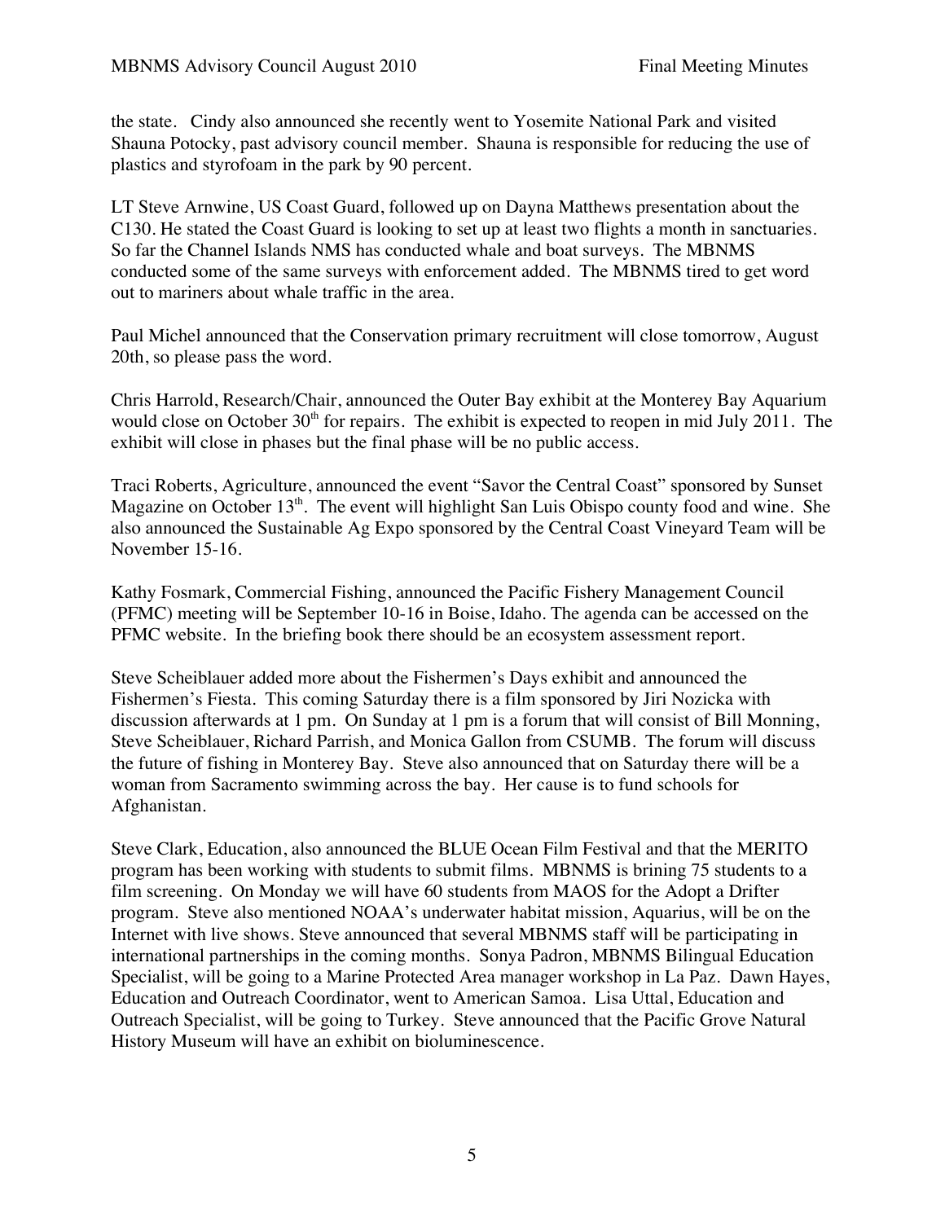the state. Cindy also announced she recently went to Yosemite National Park and visited Shauna Potocky, past advisory council member. Shauna is responsible for reducing the use of plastics and styrofoam in the park by 90 percent.

LT Steve Arnwine, US Coast Guard, followed up on Dayna Matthews presentation about the C130. He stated the Coast Guard is looking to set up at least two flights a month in sanctuaries. So far the Channel Islands NMS has conducted whale and boat surveys. The MBNMS conducted some of the same surveys with enforcement added. The MBNMS tired to get word out to mariners about whale traffic in the area.

Paul Michel announced that the Conservation primary recruitment will close tomorrow, August 20th, so please pass the word.

Chris Harrold, Research/Chair, announced the Outer Bay exhibit at the Monterey Bay Aquarium would close on October 30th for repairs. The exhibit is expected to reopen in mid July 2011. The exhibit will close in phases but the final phase will be no public access.

Traci Roberts, Agriculture, announced the event "Savor the Central Coast" sponsored by Sunset Magazine on October 13th. The event will highlight San Luis Obispo county food and wine. She also announced the Sustainable Ag Expo sponsored by the Central Coast Vineyard Team will be November 15-16.

Kathy Fosmark, Commercial Fishing, announced the Pacific Fishery Management Council (PFMC) meeting will be September 10-16 in Boise, Idaho. The agenda can be accessed on the PFMC website. In the briefing book there should be an ecosystem assessment report.

Steve Scheiblauer added more about the Fishermen's Days exhibit and announced the Fishermen's Fiesta. This coming Saturday there is a film sponsored by Jiri Nozicka with discussion afterwards at 1 pm. On Sunday at 1 pm is a forum that will consist of Bill Monning, Steve Scheiblauer, Richard Parrish, and Monica Gallon from CSUMB. The forum will discuss the future of fishing in Monterey Bay. Steve also announced that on Saturday there will be a woman from Sacramento swimming across the bay. Her cause is to fund schools for Afghanistan.

Steve Clark, Education, also announced the BLUE Ocean Film Festival and that the MERITO program has been working with students to submit films. MBNMS is brining 75 students to a film screening. On Monday we will have 60 students from MAOS for the Adopt a Drifter program. Steve also mentioned NOAA's underwater habitat mission, Aquarius, will be on the Internet with live shows. Steve announced that several MBNMS staff will be participating in international partnerships in the coming months. Sonya Padron, MBNMS Bilingual Education Specialist, will be going to a Marine Protected Area manager workshop in La Paz. Dawn Hayes, Education and Outreach Coordinator, went to American Samoa. Lisa Uttal, Education and Outreach Specialist, will be going to Turkey. Steve announced that the Pacific Grove Natural History Museum will have an exhibit on bioluminescence.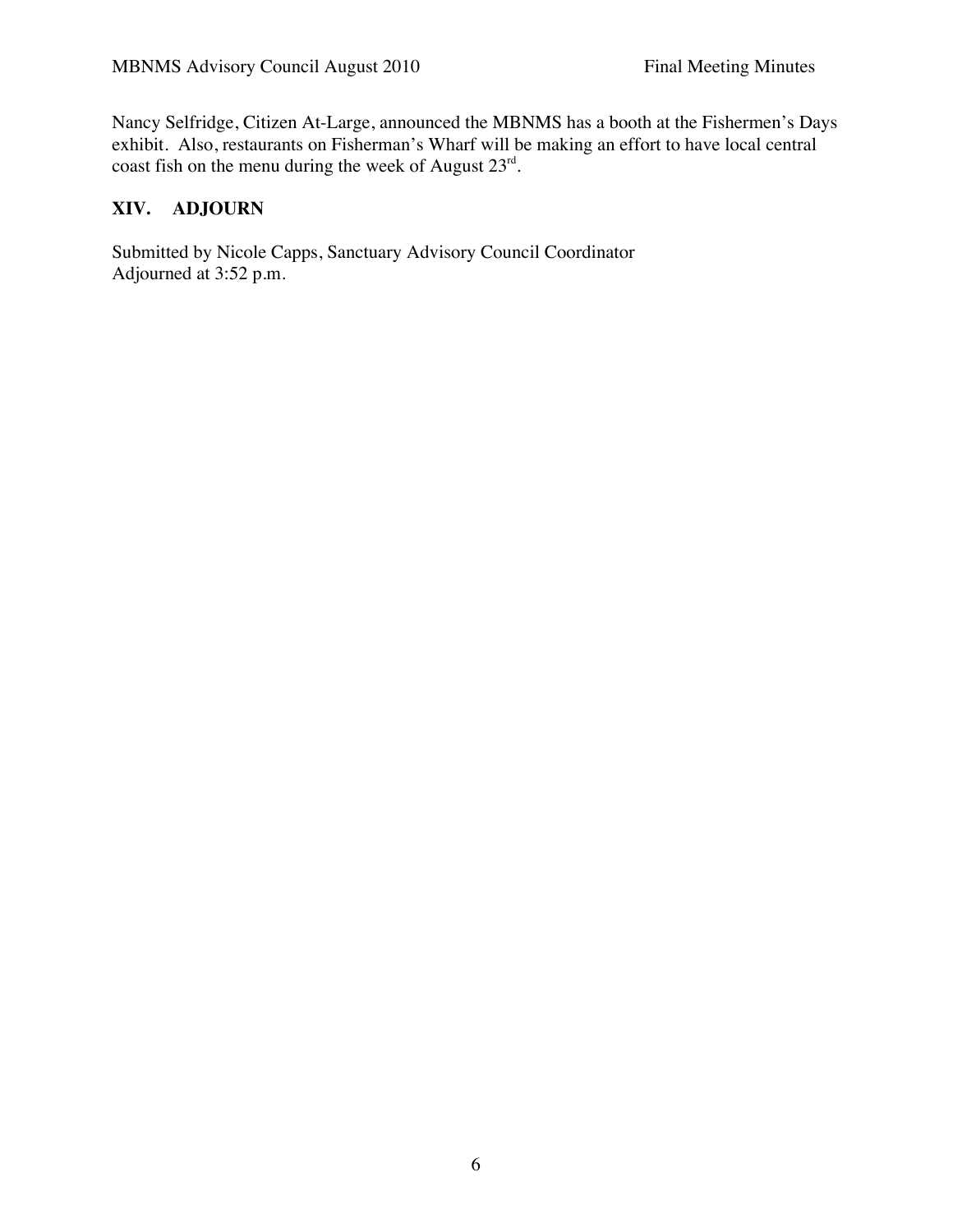Nancy Selfridge, Citizen At-Large, announced the MBNMS has a booth at the Fishermen's Days exhibit. Also, restaurants on Fisherman's Wharf will be making an effort to have local central coast fish on the menu during the week of August 23rd.

## XIV. ADJOURN

Submitted by Nicole Capps, Sanctuary Advisory Council Coordinator
Adjourned at 3:52 p.m.